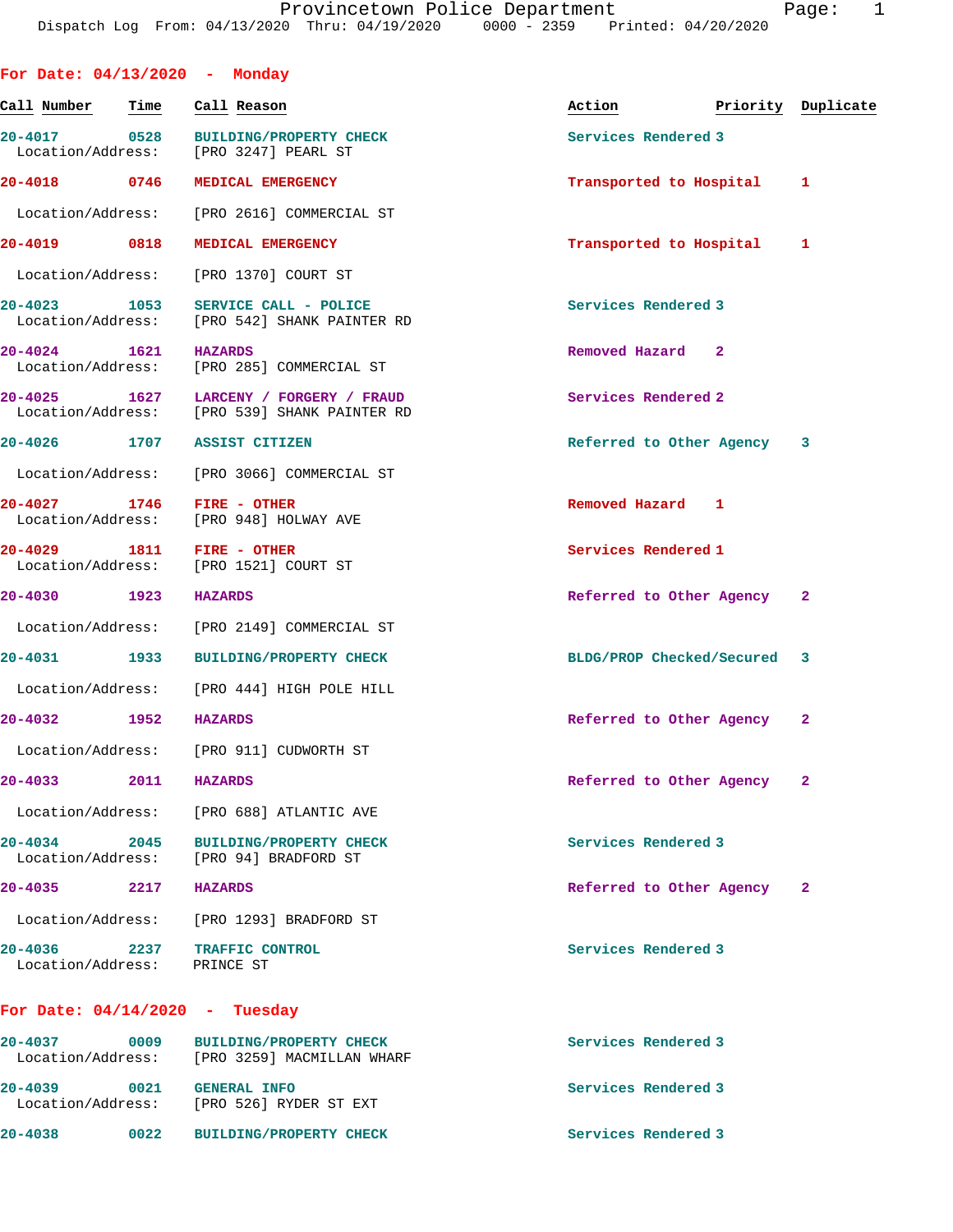## For Date: 04/13/2020 - Monday

| Call Number | Time | Call Reason | Action | Priority | Duplicate |
|---|---|---|---|---|---|
| 20-4017 | 0528 | BUILDING/PROPERTY CHECK<br>Location/Address: [PRO 3247] PEARL ST | Services Rendered | 3 | |
| 20-4018 | 0746 | MEDICAL EMERGENCY<br>Location/Address: [PRO 2616] COMMERCIAL ST | Transported to Hospital | 1 | |
| 20-4019 | 0818 | MEDICAL EMERGENCY<br>Location/Address: [PRO 1370] COURT ST | Transported to Hospital | 1 | |
| 20-4023 | 1053 | SERVICE CALL - POLICE<br>Location/Address: [PRO 542] SHANK PAINTER RD | Services Rendered | 3 | |
| 20-4024 | 1621 | HAZARDS<br>Location/Address: [PRO 285] COMMERCIAL ST | Removed Hazard | 2 | |
| 20-4025 | 1627 | LARCENY / FORGERY / FRAUD<br>Location/Address: [PRO 539] SHANK PAINTER RD | Services Rendered | 2 | |
| 20-4026 | 1707 | ASSIST CITIZEN<br>Location/Address: [PRO 3066] COMMERCIAL ST | Referred to Other Agency | 3 | |
| 20-4027 | 1746 | FIRE - OTHER<br>Location/Address: [PRO 948] HOLWAY AVE | Removed Hazard | 1 | |
| 20-4029 | 1811 | FIRE - OTHER<br>Location/Address: [PRO 1521] COURT ST | Services Rendered | 1 | |
| 20-4030 | 1923 | HAZARDS<br>Location/Address: [PRO 2149] COMMERCIAL ST | Referred to Other Agency | 2 | |
| 20-4031 | 1933 | BUILDING/PROPERTY CHECK<br>Location/Address: [PRO 444] HIGH POLE HILL | BLDG/PROP Checked/Secured | 3 | |
| 20-4032 | 1952 | HAZARDS<br>Location/Address: [PRO 911] CUDWORTH ST | Referred to Other Agency | 2 | |
| 20-4033 | 2011 | HAZARDS<br>Location/Address: [PRO 688] ATLANTIC AVE | Referred to Other Agency | 2 | |
| 20-4034 | 2045 | BUILDING/PROPERTY CHECK<br>Location/Address: [PRO 94] BRADFORD ST | Services Rendered | 3 | |
| 20-4035 | 2217 | HAZARDS<br>Location/Address: [PRO 1293] BRADFORD ST | Referred to Other Agency | 2 | |
| 20-4036 | 2237 | TRAFFIC CONTROL<br>Location/Address: PRINCE ST | Services Rendered | 3 | |

## For Date: 04/14/2020 - Tuesday

| Call Number | Time | Call Reason | Action | Priority | Duplicate |
|---|---|---|---|---|---|
| 20-4037 | 0009 | BUILDING/PROPERTY CHECK<br>Location/Address: [PRO 3259] MACMILLAN WHARF | Services Rendered | 3 | |
| 20-4039 | 0021 | GENERAL INFO<br>Location/Address: [PRO 526] RYDER ST EXT | Services Rendered | 3 | |
| 20-4038 | 0022 | BUILDING/PROPERTY CHECK | Services Rendered | 3 | |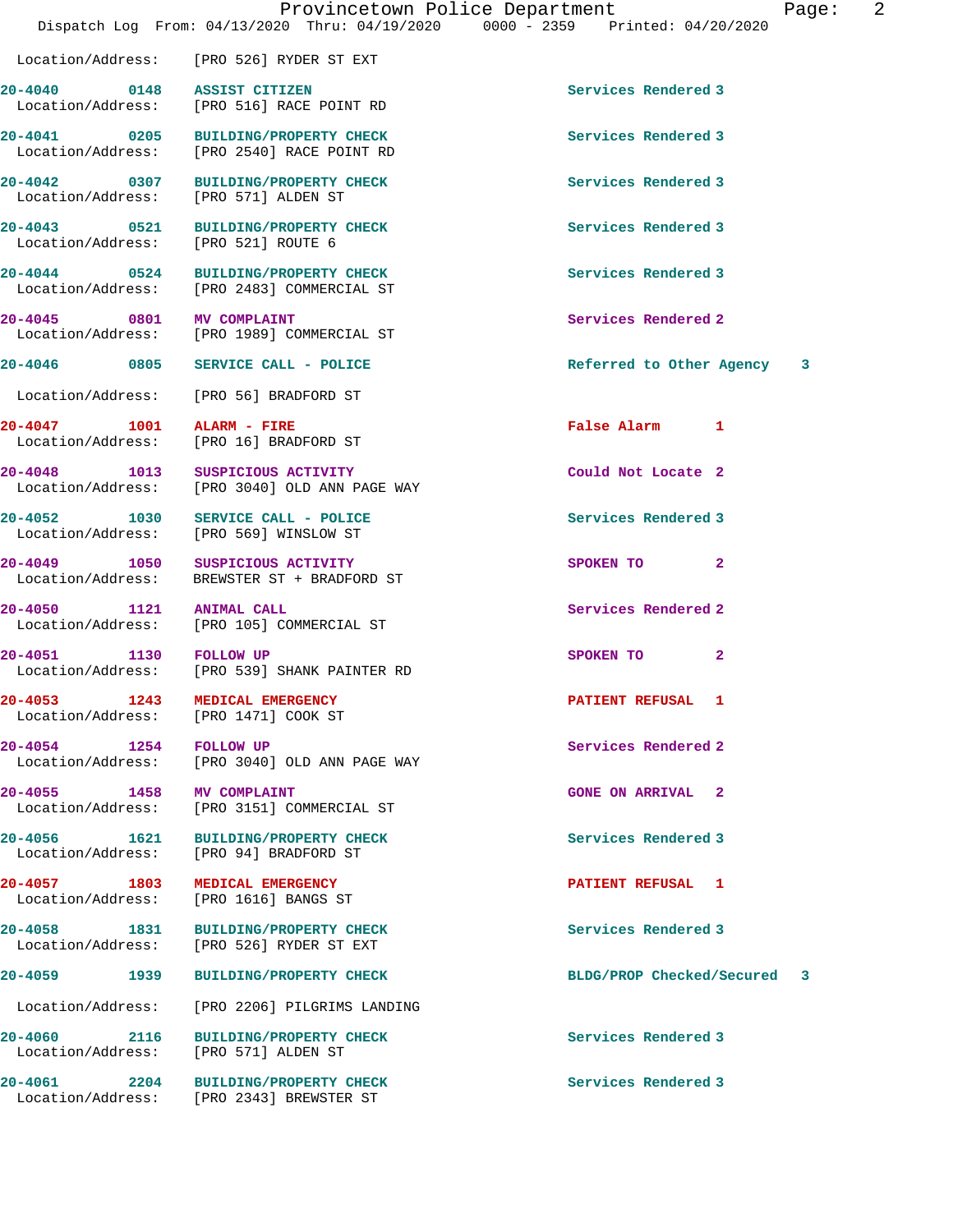Location/Address: [PRO 526] RYDER ST EXT

| Call # | Time | Call Reason | Action | Priority |
|---|---|---|---|---|
| 20-4040 | 0148 | ASSIST CITIZEN | Services Rendered | 3 |
| | | Location/Address: [PRO 516] RACE POINT RD | | |
| 20-4041 | 0205 | BUILDING/PROPERTY CHECK | Services Rendered | 3 |
| | | Location/Address: [PRO 2540] RACE POINT RD | | |
| 20-4042 | 0307 | BUILDING/PROPERTY CHECK | Services Rendered | 3 |
| | | Location/Address: [PRO 571] ALDEN ST | | |
| 20-4043 | 0521 | BUILDING/PROPERTY CHECK | Services Rendered | 3 |
| | | Location/Address: [PRO 521] ROUTE 6 | | |
| 20-4044 | 0524 | BUILDING/PROPERTY CHECK | Services Rendered | 3 |
| | | Location/Address: [PRO 2483] COMMERCIAL ST | | |
| 20-4045 | 0801 | MV COMPLAINT | Services Rendered | 2 |
| | | Location/Address: [PRO 1989] COMMERCIAL ST | | |
| 20-4046 | 0805 | SERVICE CALL - POLICE | Referred to Other Agency | 3 |
| | | Location/Address: [PRO 56] BRADFORD ST | | |
| 20-4047 | 1001 | ALARM - FIRE | False Alarm | 1 |
| | | Location/Address: [PRO 16] BRADFORD ST | | |
| 20-4048 | 1013 | SUSPICIOUS ACTIVITY | Could Not Locate | 2 |
| | | Location/Address: [PRO 3040] OLD ANN PAGE WAY | | |
| 20-4052 | 1030 | SERVICE CALL - POLICE | Services Rendered | 3 |
| | | Location/Address: [PRO 569] WINSLOW ST | | |
| 20-4049 | 1050 | SUSPICIOUS ACTIVITY | SPOKEN TO | 2 |
| | | Location/Address: BREWSTER ST + BRADFORD ST | | |
| 20-4050 | 1121 | ANIMAL CALL | Services Rendered | 2 |
| | | Location/Address: [PRO 105] COMMERCIAL ST | | |
| 20-4051 | 1130 | FOLLOW UP | SPOKEN TO | 2 |
| | | Location/Address: [PRO 539] SHANK PAINTER RD | | |
| 20-4053 | 1243 | MEDICAL EMERGENCY | PATIENT REFUSAL | 1 |
| | | Location/Address: [PRO 1471] COOK ST | | |
| 20-4054 | 1254 | FOLLOW UP | Services Rendered | 2 |
| | | Location/Address: [PRO 3040] OLD ANN PAGE WAY | | |
| 20-4055 | 1458 | MV COMPLAINT | GONE ON ARRIVAL | 2 |
| | | Location/Address: [PRO 3151] COMMERCIAL ST | | |
| 20-4056 | 1621 | BUILDING/PROPERTY CHECK | Services Rendered | 3 |
| | | Location/Address: [PRO 94] BRADFORD ST | | |
| 20-4057 | 1803 | MEDICAL EMERGENCY | PATIENT REFUSAL | 1 |
| | | Location/Address: [PRO 1616] BANGS ST | | |
| 20-4058 | 1831 | BUILDING/PROPERTY CHECK | Services Rendered | 3 |
| | | Location/Address: [PRO 526] RYDER ST EXT | | |
| 20-4059 | 1939 | BUILDING/PROPERTY CHECK | BLDG/PROP Checked/Secured | 3 |
| | | Location/Address: [PRO 2206] PILGRIMS LANDING | | |
| 20-4060 | 2116 | BUILDING/PROPERTY CHECK | Services Rendered | 3 |
| | | Location/Address: [PRO 571] ALDEN ST | | |
| 20-4061 | 2204 | BUILDING/PROPERTY CHECK | Services Rendered | 3 |
| | | Location/Address: [PRO 2343] BREWSTER ST | | |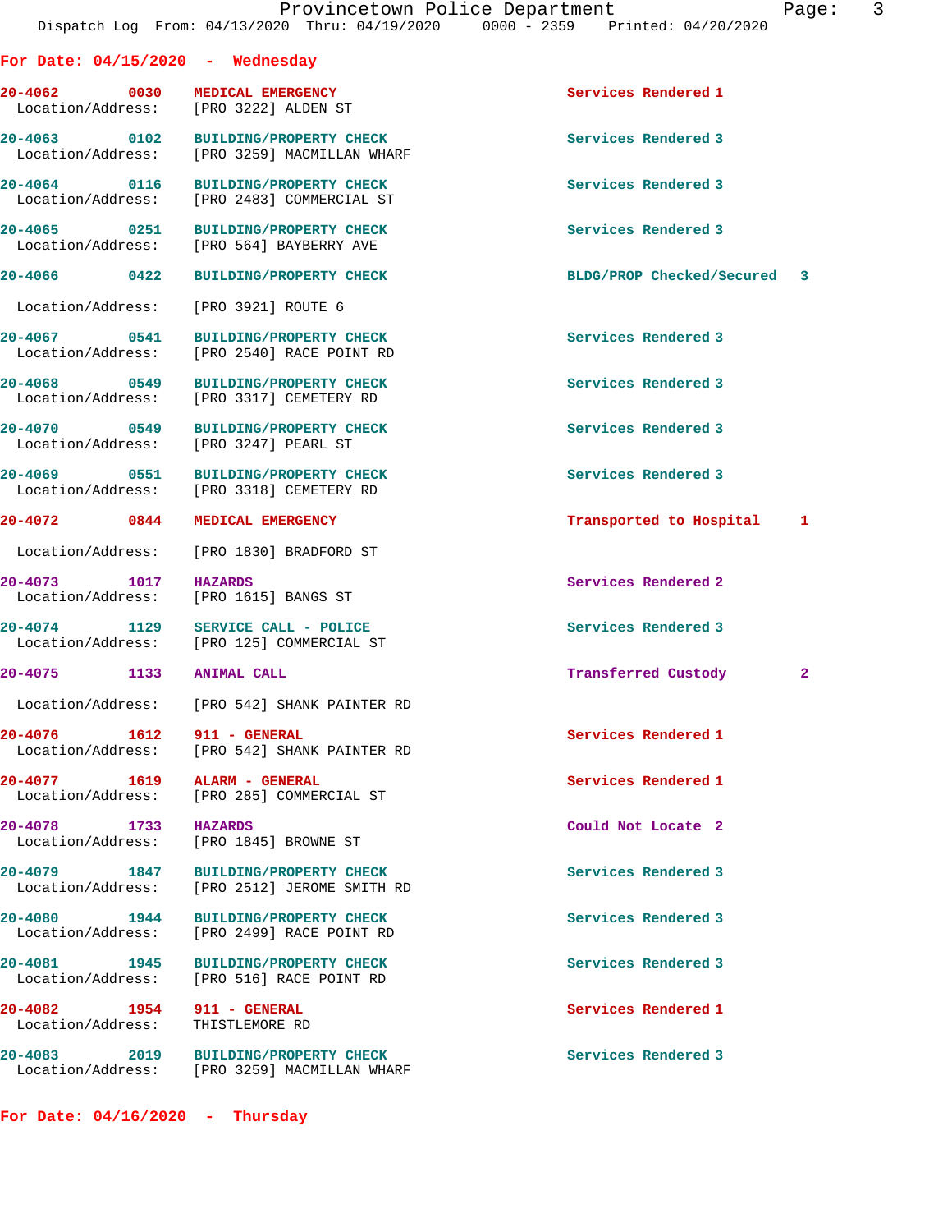## For Date: 04/15/2020 - Wednesday

| Call Number | Time | Call Reason | Action | Priority |
|---|---|---|---|---|
| 20-4062 | 0030 | MEDICAL EMERGENCY | Services Rendered | 1 |
| | | Location/Address: [PRO 3222] ALDEN ST | | |
| 20-4063 | 0102 | BUILDING/PROPERTY CHECK | Services Rendered | 3 |
| | | Location/Address: [PRO 3259] MACMILLAN WHARF | | |
| 20-4064 | 0116 | BUILDING/PROPERTY CHECK | Services Rendered | 3 |
| | | Location/Address: [PRO 2483] COMMERCIAL ST | | |
| 20-4065 | 0251 | BUILDING/PROPERTY CHECK | Services Rendered | 3 |
| | | Location/Address: [PRO 564] BAYBERRY AVE | | |
| 20-4066 | 0422 | BUILDING/PROPERTY CHECK | BLDG/PROP Checked/Secured | 3 |
| | | Location/Address: [PRO 3921] ROUTE 6 | | |
| 20-4067 | 0541 | BUILDING/PROPERTY CHECK | Services Rendered | 3 |
| | | Location/Address: [PRO 2540] RACE POINT RD | | |
| 20-4068 | 0549 | BUILDING/PROPERTY CHECK | Services Rendered | 3 |
| | | Location/Address: [PRO 3317] CEMETERY RD | | |
| 20-4070 | 0549 | BUILDING/PROPERTY CHECK | Services Rendered | 3 |
| | | Location/Address: [PRO 3247] PEARL ST | | |
| 20-4069 | 0551 | BUILDING/PROPERTY CHECK | Services Rendered | 3 |
| | | Location/Address: [PRO 3318] CEMETERY RD | | |
| 20-4072 | 0844 | MEDICAL EMERGENCY | Transported to Hospital | 1 |
| | | Location/Address: [PRO 1830] BRADFORD ST | | |
| 20-4073 | 1017 | HAZARDS | Services Rendered | 2 |
| | | Location/Address: [PRO 1615] BANGS ST | | |
| 20-4074 | 1129 | SERVICE CALL - POLICE | Services Rendered | 3 |
| | | Location/Address: [PRO 125] COMMERCIAL ST | | |
| 20-4075 | 1133 | ANIMAL CALL | Transferred Custody | 2 |
| | | Location/Address: [PRO 542] SHANK PAINTER RD | | |
| 20-4076 | 1612 | 911 - GENERAL | Services Rendered | 1 |
| | | Location/Address: [PRO 542] SHANK PAINTER RD | | |
| 20-4077 | 1619 | ALARM - GENERAL | Services Rendered | 1 |
| | | Location/Address: [PRO 285] COMMERCIAL ST | | |
| 20-4078 | 1733 | HAZARDS | Could Not Locate | 2 |
| | | Location/Address: [PRO 1845] BROWNE ST | | |
| 20-4079 | 1847 | BUILDING/PROPERTY CHECK | Services Rendered | 3 |
| | | Location/Address: [PRO 2512] JEROME SMITH RD | | |
| 20-4080 | 1944 | BUILDING/PROPERTY CHECK | Services Rendered | 3 |
| | | Location/Address: [PRO 2499] RACE POINT RD | | |
| 20-4081 | 1945 | BUILDING/PROPERTY CHECK | Services Rendered | 3 |
| | | Location/Address: [PRO 516] RACE POINT RD | | |
| 20-4082 | 1954 | 911 - GENERAL | Services Rendered | 1 |
| | | Location/Address: THISTLEMORE RD | | |
| 20-4083 | 2019 | BUILDING/PROPERTY CHECK | Services Rendered | 3 |
| | | Location/Address: [PRO 3259] MACMILLAN WHARF | | |

## For Date: 04/16/2020 - Thursday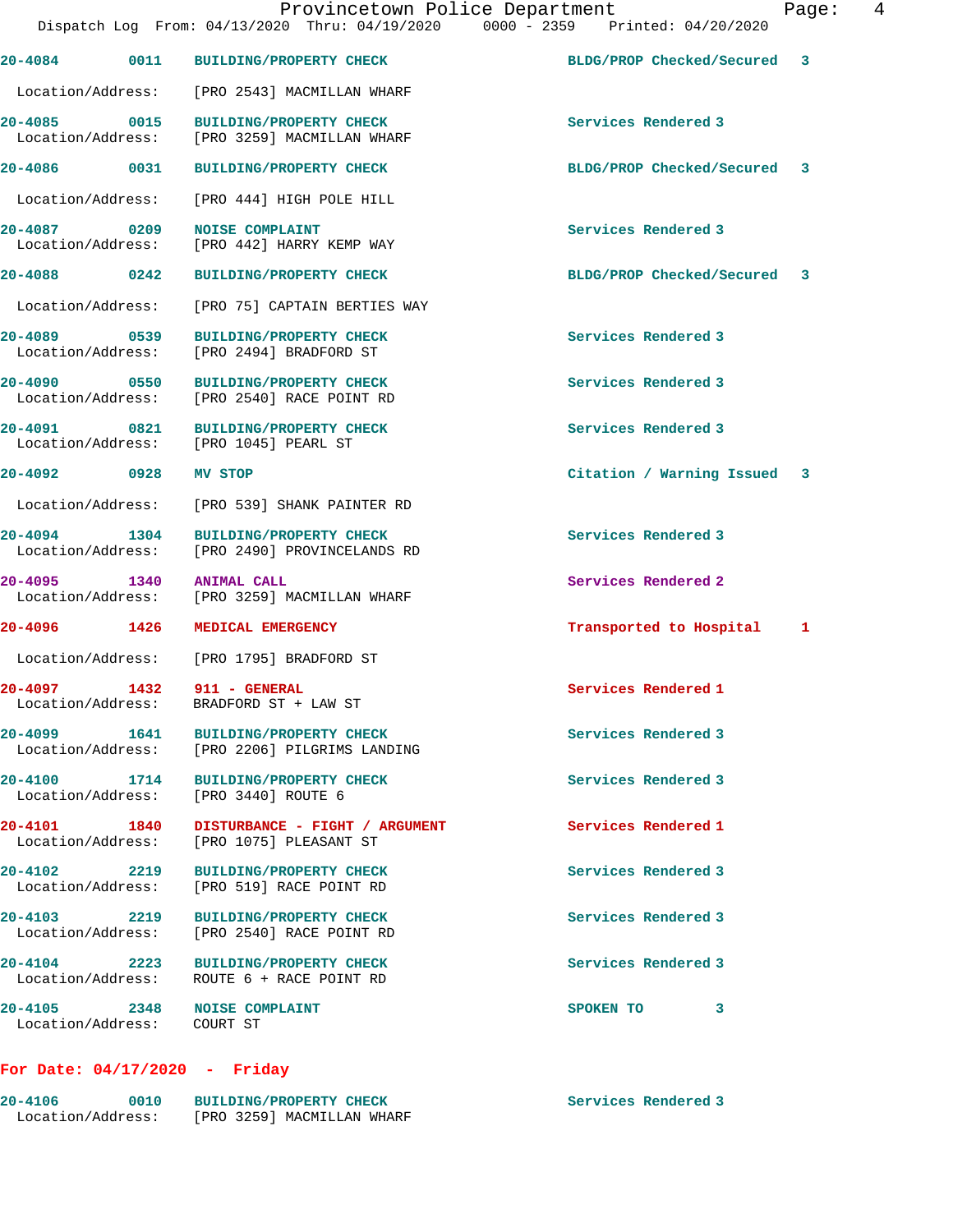20-4084 0011 BUILDING/PROPERTY CHECK BLDG/PROP Checked/Secured 3
Location/Address: [PRO 2543] MACMILLAN WHARF

20-4085 0015 BUILDING/PROPERTY CHECK Services Rendered 3
Location/Address: [PRO 3259] MACMILLAN WHARF

20-4086 0031 BUILDING/PROPERTY CHECK BLDG/PROP Checked/Secured 3
Location/Address: [PRO 444] HIGH POLE HILL

20-4087 0209 NOISE COMPLAINT Services Rendered 3
Location/Address: [PRO 442] HARRY KEMP WAY

20-4088 0242 BUILDING/PROPERTY CHECK BLDG/PROP Checked/Secured 3
Location/Address: [PRO 75] CAPTAIN BERTIES WAY

20-4089 0539 BUILDING/PROPERTY CHECK Services Rendered 3
Location/Address: [PRO 2494] BRADFORD ST

20-4090 0550 BUILDING/PROPERTY CHECK Services Rendered 3
Location/Address: [PRO 2540] RACE POINT RD

20-4091 0821 BUILDING/PROPERTY CHECK Services Rendered 3
Location/Address: [PRO 1045] PEARL ST

20-4092 0928 MV STOP Citation / Warning Issued 3
Location/Address: [PRO 539] SHANK PAINTER RD

20-4094 1304 BUILDING/PROPERTY CHECK Services Rendered 3
Location/Address: [PRO 2490] PROVINCELANDS RD

20-4095 1340 ANIMAL CALL Services Rendered 2
Location/Address: [PRO 3259] MACMILLAN WHARF

20-4096 1426 MEDICAL EMERGENCY Transported to Hospital 1
Location/Address: [PRO 1795] BRADFORD ST

20-4097 1432 911 - GENERAL Services Rendered 1
Location/Address: BRADFORD ST + LAW ST

20-4099 1641 BUILDING/PROPERTY CHECK Services Rendered 3
Location/Address: [PRO 2206] PILGRIMS LANDING

20-4100 1714 BUILDING/PROPERTY CHECK Services Rendered 3
Location/Address: [PRO 3440] ROUTE 6

20-4101 1840 DISTURBANCE - FIGHT / ARGUMENT Services Rendered 1
Location/Address: [PRO 1075] PLEASANT ST

20-4102 2219 BUILDING/PROPERTY CHECK Services Rendered 3
Location/Address: [PRO 519] RACE POINT RD

20-4103 2219 BUILDING/PROPERTY CHECK Services Rendered 3
Location/Address: [PRO 2540] RACE POINT RD

20-4104 2223 BUILDING/PROPERTY CHECK Services Rendered 3
Location/Address: ROUTE 6 + RACE POINT RD

20-4105 2348 NOISE COMPLAINT SPOKEN TO 3
Location/Address: COURT ST

**For Date: 04/17/2020 - Friday**

20-4106 0010 BUILDING/PROPERTY CHECK Services Rendered 3
Location/Address: [PRO 3259] MACMILLAN WHARF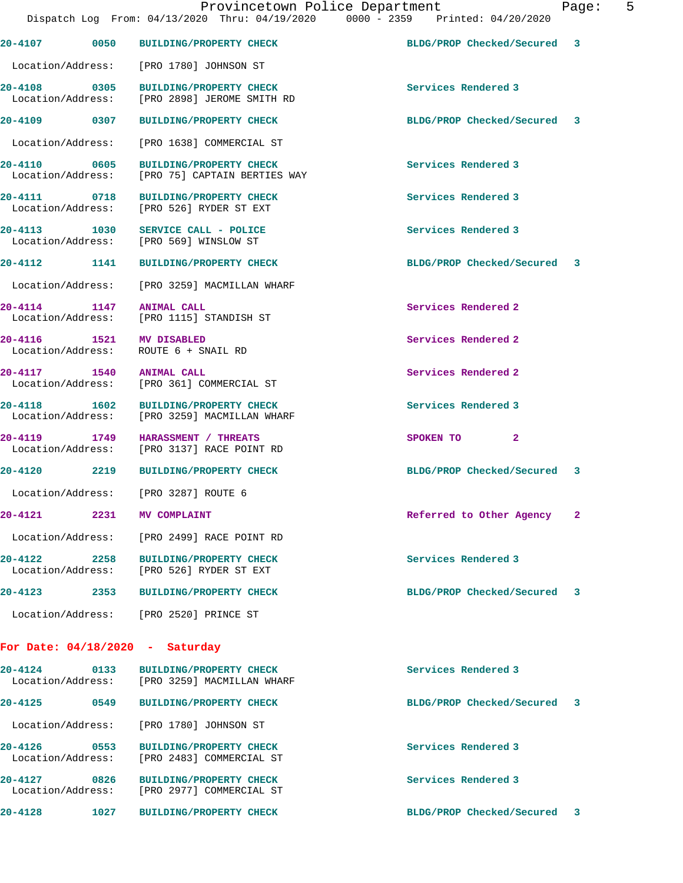Provincetown Police Department

Dispatch Log From: 04/13/2020 Thru: 04/19/2020 0000 - 2359 Printed: 04/20/2020

**20-4107 0050 BUILDING/PROPERTY CHECK** BLDG/PROP Checked/Secured 3
Location/Address: [PRO 1780] JOHNSON ST

**20-4108 0305 BUILDING/PROPERTY CHECK** Services Rendered 3
Location/Address: [PRO 2898] JEROME SMITH RD

**20-4109 0307 BUILDING/PROPERTY CHECK** BLDG/PROP Checked/Secured 3
Location/Address: [PRO 1638] COMMERCIAL ST

**20-4110 0605 BUILDING/PROPERTY CHECK** Services Rendered 3
Location/Address: [PRO 75] CAPTAIN BERTIES WAY

**20-4111 0718 BUILDING/PROPERTY CHECK** Services Rendered 3
Location/Address: [PRO 526] RYDER ST EXT

**20-4113 1030 SERVICE CALL - POLICE** Services Rendered 3
Location/Address: [PRO 569] WINSLOW ST

**20-4112 1141 BUILDING/PROPERTY CHECK** BLDG/PROP Checked/Secured 3
Location/Address: [PRO 3259] MACMILLAN WHARF

**20-4114 1147 ANIMAL CALL** Services Rendered 2
Location/Address: [PRO 1115] STANDISH ST

**20-4116 1521 MV DISABLED** Services Rendered 2
Location/Address: ROUTE 6 + SNAIL RD

**20-4117 1540 ANIMAL CALL** Services Rendered 2
Location/Address: [PRO 361] COMMERCIAL ST

**20-4118 1602 BUILDING/PROPERTY CHECK** Services Rendered 3
Location/Address: [PRO 3259] MACMILLAN WHARF

**20-4119 1749 HARASSMENT / THREATS** SPOKEN TO 2
Location/Address: [PRO 3137] RACE POINT RD

**20-4120 2219 BUILDING/PROPERTY CHECK** BLDG/PROP Checked/Secured 3
Location/Address: [PRO 3287] ROUTE 6

**20-4121 2231 MV COMPLAINT** Referred to Other Agency 2
Location/Address: [PRO 2499] RACE POINT RD

**20-4122 2258 BUILDING/PROPERTY CHECK** Services Rendered 3
Location/Address: [PRO 526] RYDER ST EXT

**20-4123 2353 BUILDING/PROPERTY CHECK** BLDG/PROP Checked/Secured 3
Location/Address: [PRO 2520] PRINCE ST

## For Date: 04/18/2020 - Saturday

**20-4124 0133 BUILDING/PROPERTY CHECK** Services Rendered 3
Location/Address: [PRO 3259] MACMILLAN WHARF

**20-4125 0549 BUILDING/PROPERTY CHECK** BLDG/PROP Checked/Secured 3
Location/Address: [PRO 1780] JOHNSON ST

**20-4126 0553 BUILDING/PROPERTY CHECK** Services Rendered 3
Location/Address: [PRO 2483] COMMERCIAL ST

**20-4127 0826 BUILDING/PROPERTY CHECK** Services Rendered 3
Location/Address: [PRO 2977] COMMERCIAL ST

**20-4128 1027 BUILDING/PROPERTY CHECK** BLDG/PROP Checked/Secured 3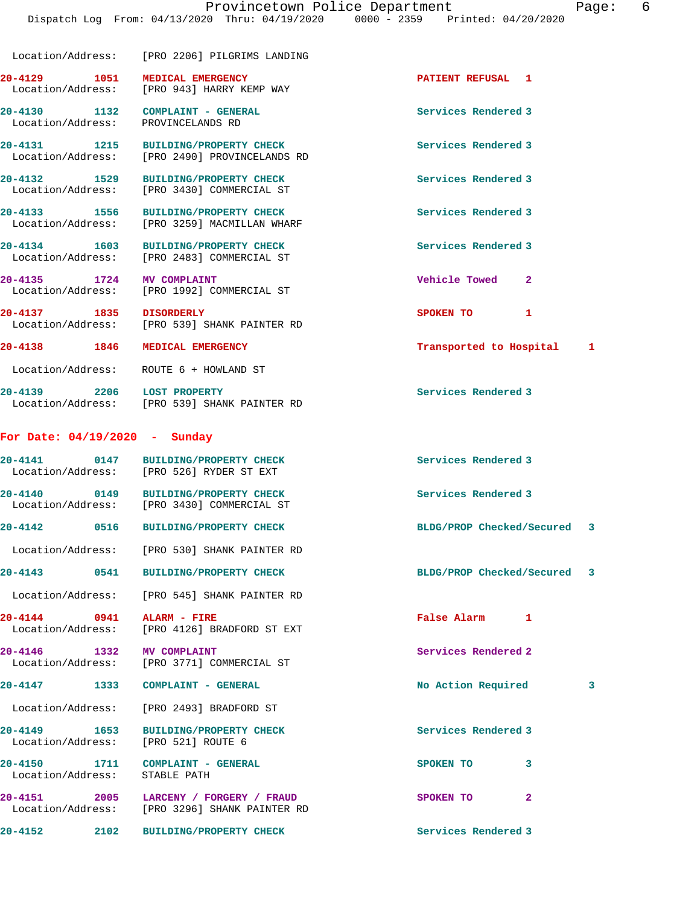Location/Address: [PRO 2206] PILGRIMS LANDING

20-4129 1051 MEDICAL EMERGENCY PATIENT REFUSAL 1
Location/Address: [PRO 943] HARRY KEMP WAY

20-4130 1132 COMPLAINT - GENERAL Services Rendered 3
Location/Address: PROVINCELANDS RD

20-4131 1215 BUILDING/PROPERTY CHECK Services Rendered 3
Location/Address: [PRO 2490] PROVINCELANDS RD

20-4132 1529 BUILDING/PROPERTY CHECK Services Rendered 3
Location/Address: [PRO 3430] COMMERCIAL ST

20-4133 1556 BUILDING/PROPERTY CHECK Services Rendered 3
Location/Address: [PRO 3259] MACMILLAN WHARF

20-4134 1603 BUILDING/PROPERTY CHECK Services Rendered 3
Location/Address: [PRO 2483] COMMERCIAL ST

20-4135 1724 MV COMPLAINT Vehicle Towed 2
Location/Address: [PRO 1992] COMMERCIAL ST

20-4137 1835 DISORDERLY SPOKEN TO 1
Location/Address: [PRO 539] SHANK PAINTER RD

20-4138 1846 MEDICAL EMERGENCY Transported to Hospital 1
Location/Address: ROUTE 6 + HOWLAND ST

20-4139 2206 LOST PROPERTY Services Rendered 3
Location/Address: [PRO 539] SHANK PAINTER RD

## For Date: 04/19/2020 - Sunday

20-4141 0147 BUILDING/PROPERTY CHECK Services Rendered 3
Location/Address: [PRO 526] RYDER ST EXT

20-4140 0149 BUILDING/PROPERTY CHECK Services Rendered 3
Location/Address: [PRO 3430] COMMERCIAL ST

20-4142 0516 BUILDING/PROPERTY CHECK BLDG/PROP Checked/Secured 3
Location/Address: [PRO 530] SHANK PAINTER RD

20-4143 0541 BUILDING/PROPERTY CHECK BLDG/PROP Checked/Secured 3
Location/Address: [PRO 545] SHANK PAINTER RD

20-4144 0941 ALARM - FIRE False Alarm 1
Location/Address: [PRO 4126] BRADFORD ST EXT

20-4146 1332 MV COMPLAINT Services Rendered 2
Location/Address: [PRO 3771] COMMERCIAL ST

20-4147 1333 COMPLAINT - GENERAL No Action Required 3
Location/Address: [PRO 2493] BRADFORD ST

20-4149 1653 BUILDING/PROPERTY CHECK Services Rendered 3
Location/Address: [PRO 521] ROUTE 6

20-4150 1711 COMPLAINT - GENERAL SPOKEN TO 3
Location/Address: STABLE PATH

20-4151 2005 LARCENY / FORGERY / FRAUD SPOKEN TO 2
Location/Address: [PRO 3296] SHANK PAINTER RD

20-4152 2102 BUILDING/PROPERTY CHECK Services Rendered 3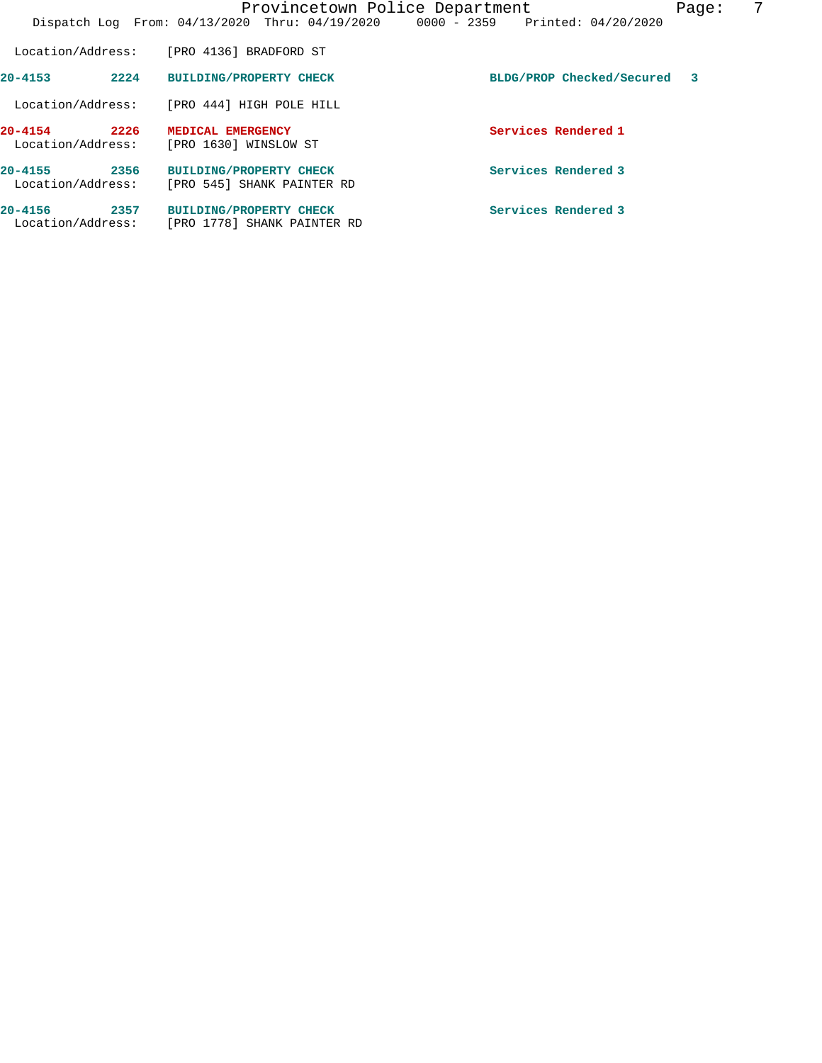Location/Address: [PRO 4136] BRADFORD ST

**20-4153** **2224** **BUILDING/PROPERTY CHECK** **BLDG/PROP Checked/Secured 3**

Location/Address: [PRO 444] HIGH POLE HILL

**20-4154** **2226** **MEDICAL EMERGENCY** **Services Rendered 1**
Location/Address: [PRO 1630] WINSLOW ST

**20-4155** **2356** **BUILDING/PROPERTY CHECK** **Services Rendered 3**
Location/Address: [PRO 545] SHANK PAINTER RD

**20-4156** **2357** **BUILDING/PROPERTY CHECK** **Services Rendered 3**
Location/Address: [PRO 1778] SHANK PAINTER RD